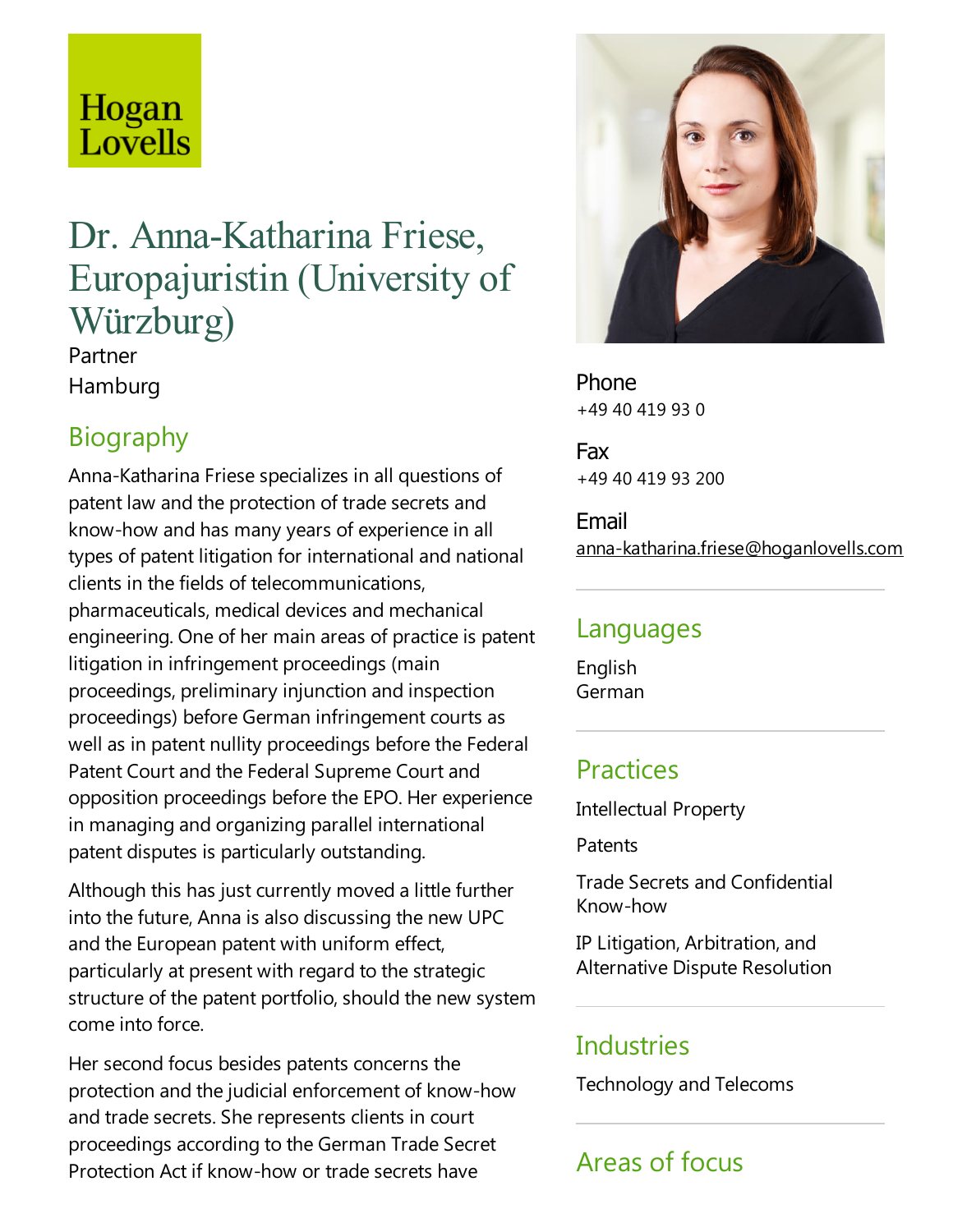Hogan Lovells

# Dr. Anna-Katharina Friese, Europajuristin (University of Würzburg)

Partner

Hamburg

## Biography

Anna-Katharina Friese specializes in all questions of patent law and the protection of trade secrets and know-how and has many years of experience in all types of patent litigation for international and national clients in the fields of telecommunications, pharmaceuticals, medical devices and mechanical engineering. One of her main areas of practice is patent litigation in infringement proceedings (main proceedings, preliminary injunction and inspection proceedings) before German infringement courts as well as in patent nullity proceedings before the Federal Patent Court and the Federal Supreme Court and opposition proceedings before the EPO. Her experience in managing and organizing parallel international patent disputes is particularly outstanding.

Although this has just currently moved a little further into the future, Anna is also discussing the new UPC and the European patent with uniform effect, particularly at present with regard to the strategic structure of the patent portfolio, should the new system come into force.

Her second focus besides patents concerns the protection and the judicial enforcement of know-how and trade secrets. She represents clients in court proceedings according to the German Trade Secret Protection Act if know-how or trade secrets have

**Phone**

+49 40 419 93 0

**Fax**

+49 40 419 93 200

**Email**

anna-katharina.friese@hoganlovells.com

## Languages

English

German

## Practices

Intellectual Property

Patents

Trade Secrets and Confidential Know-how

IP Litigation, Arbitration, and Alternative Dispute Resolution

## Industries

Technology and Telecoms

## Areas of focus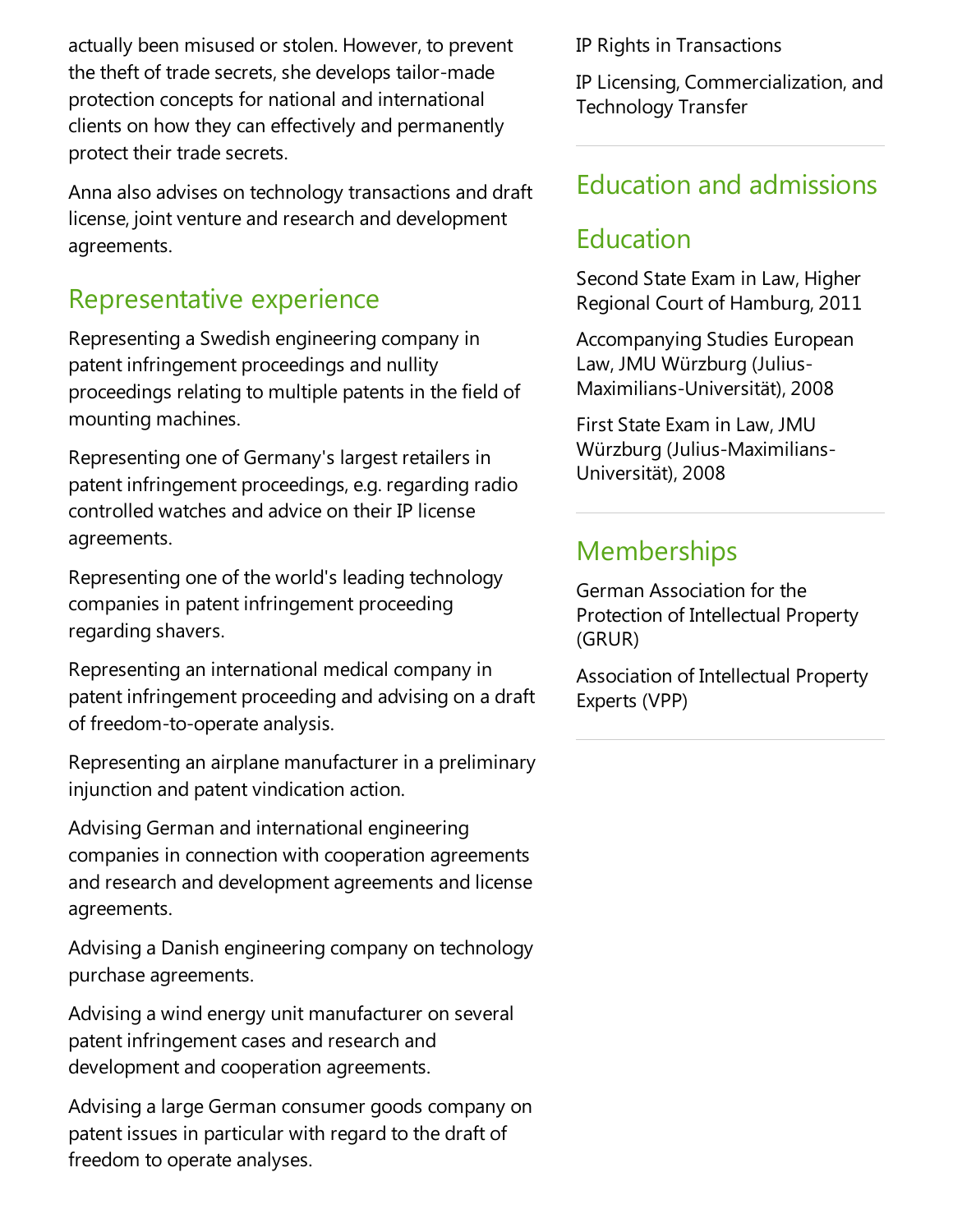actually been misused or stolen. However, to prevent the theft of trade secrets, she develops tailor-made protection concepts for national and international clients on how they can effectively and permanently protect their trade secrets.

Anna also advises on technology transactions and draft license, joint venture and research and development agreements.

## Representative experience

Representing a Swedish engineering company in patent infringement proceedings and nullity proceedings relating to multiple patents in the field of mounting machines.

Representing one of Germany's largest retailers in patent infringement proceedings, e.g. regarding radio controlled watches and advice on their IP license agreements.

Representing one of the world's leading technology companies in patent infringement proceeding regarding shavers.

Representing an international medical company in patent infringement proceeding and advising on a draft of freedom-to-operate analysis.

Representing an airplane manufacturer in a preliminary injunction and patent vindication action.

Advising German and international engineering companies in connection with cooperation agreements and research and development agreements and license agreements.

Advising a Danish engineering company on technology purchase agreements.

Advising a wind energy unit manufacturer on several patent infringement cases and research and development and cooperation agreements.

Advising a large German consumer goods company on patent issues in particular with regard to the draft of freedom to operate analyses.

IP Rights in Transactions

IP Licensing, Commercialization, and Technology Transfer

## Education and admissions

## Education

Second State Exam in Law, Higher Regional Court of Hamburg, 2011

Accompanying Studies European Law, JMU Würzburg (Julius-Maximilians-Universität), 2008

First State Exam in Law, JMU Würzburg (Julius-Maximilians-Universität), 2008

## Memberships

German Association for the Protection of Intellectual Property (GRUR)

Association of Intellectual Property Experts (VPP)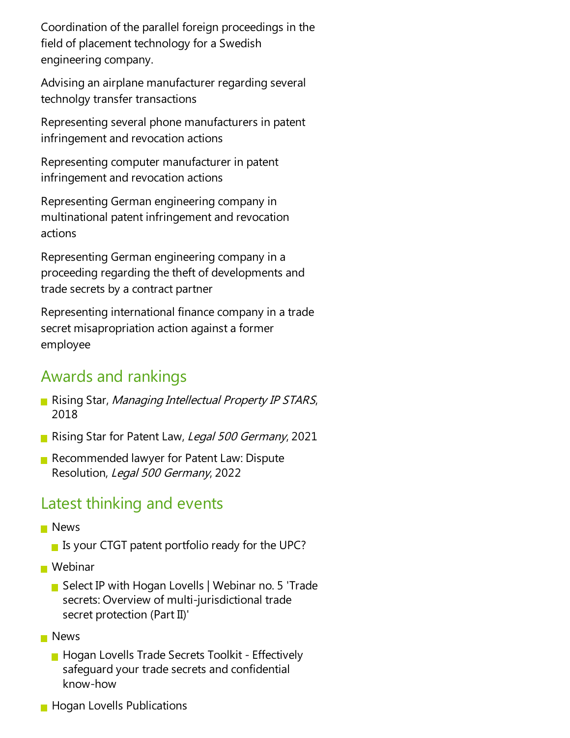Coordination of the parallel foreign proceedings in the field of placement technology for a Swedish engineering company.

Advising an airplane manufacturer regarding several technolgy transfer transactions

Representing several phone manufacturers in patent infringement and revocation actions

Representing computer manufacturer in patent infringement and revocation actions

Representing German engineering company in multinational patent infringement and revocation actions

Representing German engineering company in a proceeding regarding the theft of developments and trade secrets by a contract partner

Representing international finance company in a trade secret misapropriation action against a former employee

## Awards and rankings

- Rising Star, *Managing Intellectual Property IP STARS*, 2018
- Rising Star for Patent Law, *Legal 500 Germany*, 2021
- Recommended lawyer for Patent Law: Dispute Resolution, *Legal 500 Germany*, 2022

## Latest thinking and events

- News
  - Is your CTGT patent portfolio ready for the UPC?
- Webinar
  - Select IP with Hogan Lovells | Webinar no. 5 'Trade secrets: Overview of multi-jurisdictional trade secret protection (Part II)'
- News
  - Hogan Lovells Trade Secrets Toolkit - Effectively safeguard your trade secrets and confidential know-how
- Hogan Lovells Publications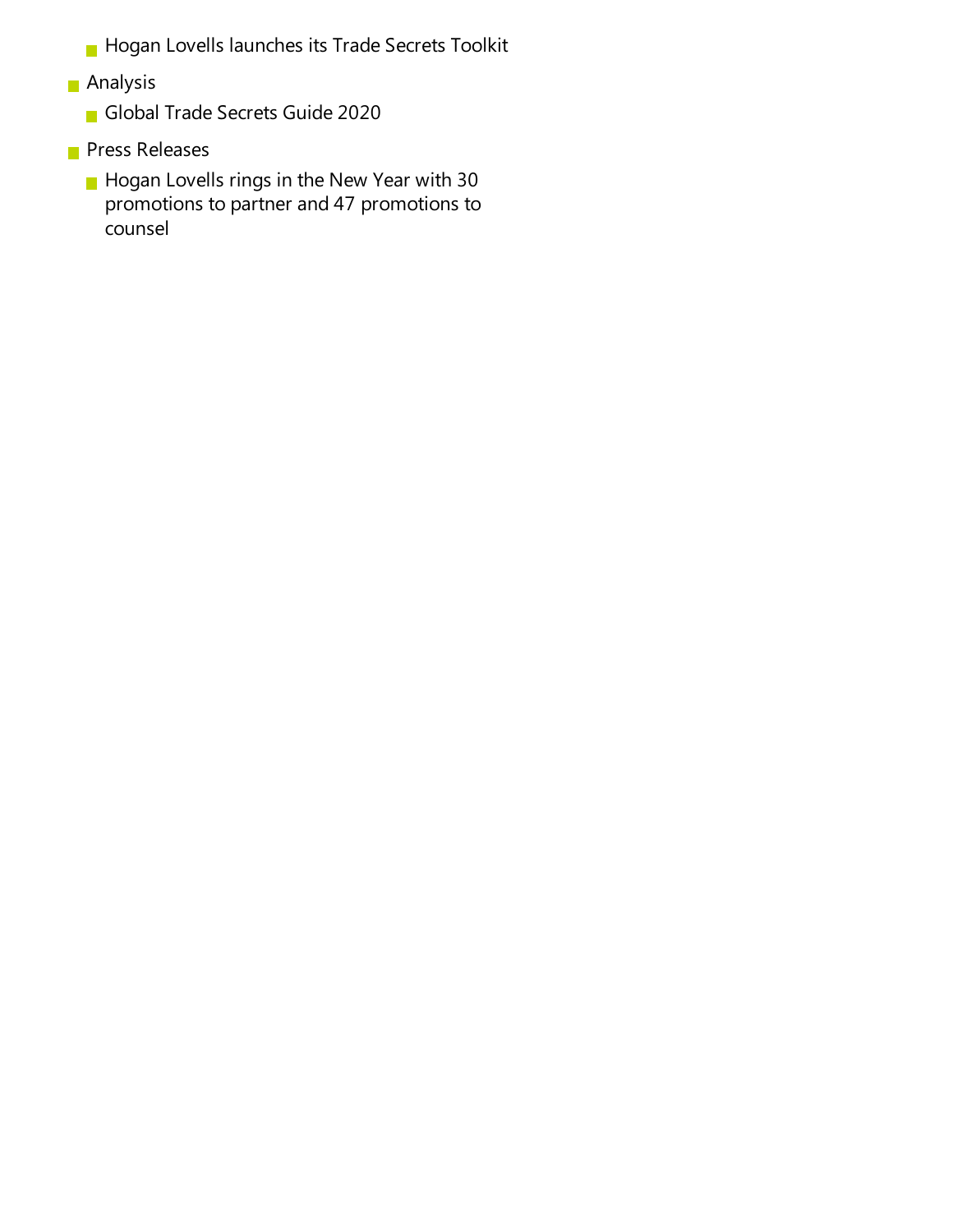- Hogan Lovells launches its Trade Secrets Toolkit
- Analysis
  - Global Trade Secrets Guide 2020
- Press Releases
  - Hogan Lovells rings in the New Year with 30 promotions to partner and 47 promotions to counsel